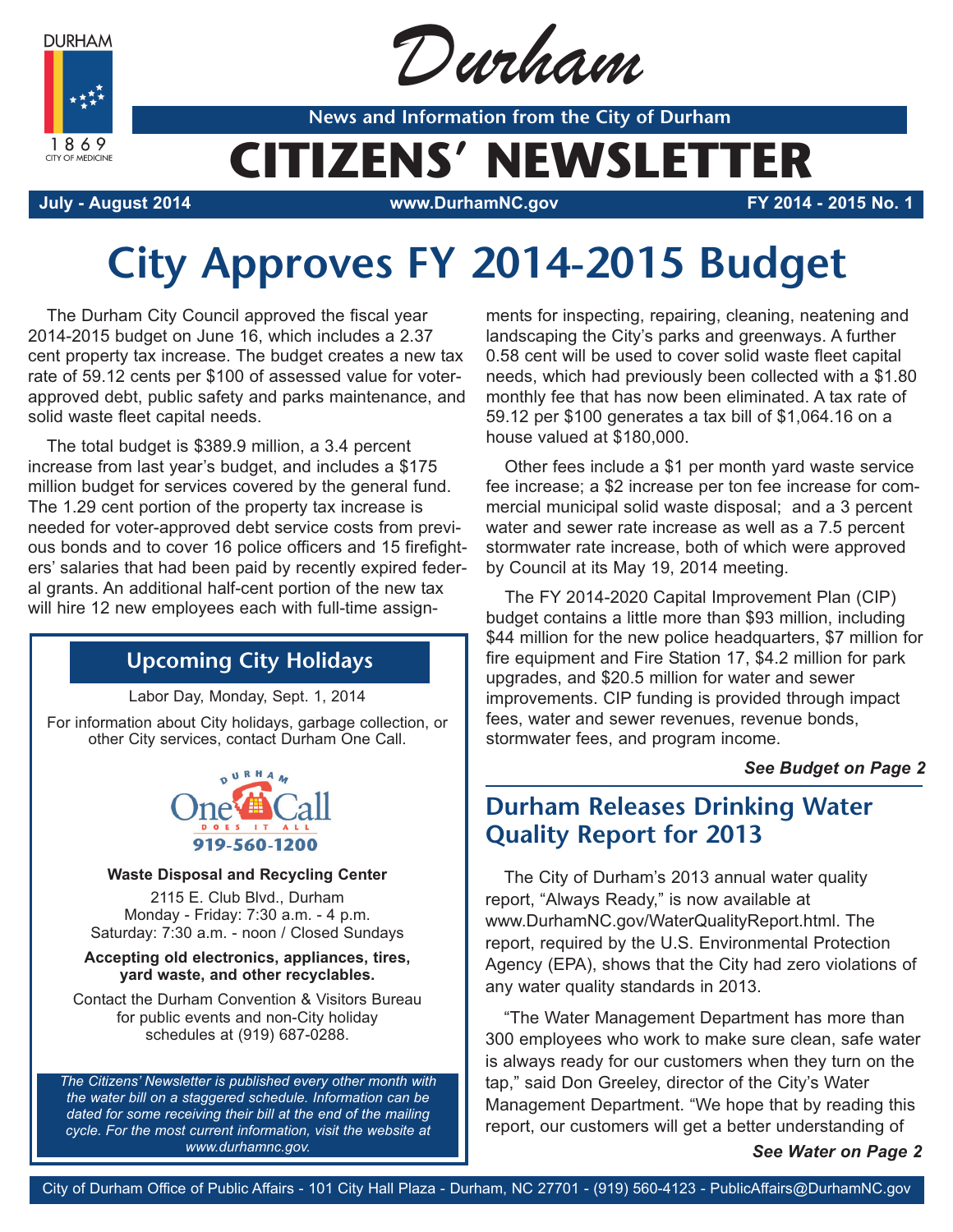DURHAM

1869
CITY OF MEDICINE

# Durham

**News and Information from the City of Durham**

# CITIZENS' NEWSLETTER

**July - August 2014** | **www.DurhamNC.gov** | **FY 2014 - 2015 No. 1**

# City Approves FY 2014-2015 Budget

The Durham City Council approved the fiscal year 2014-2015 budget on June 16, which includes a 2.37 cent property tax increase. The budget creates a new tax rate of 59.12 cents per $100 of assessed value for voter-approved debt, public safety and parks maintenance, and solid waste fleet capital needs.

The total budget is $389.9 million, a 3.4 percent increase from last year's budget, and includes a $175 million budget for services covered by the general fund. The 1.29 cent portion of the property tax increase is needed for voter-approved debt service costs from previous bonds and to cover 16 police officers and 15 firefighters' salaries that had been paid by recently expired federal grants. An additional half-cent portion of the new tax will hire 12 new employees each with full-time assignments for inspecting, repairing, cleaning, neatening and landscaping the City's parks and greenways. A further 0.58 cent will be used to cover solid waste fleet capital needs, which had previously been collected with a $1.80 monthly fee that has now been eliminated. A tax rate of 59.12 per $100 generates a tax bill of $1,064.16 on a house valued at $180,000.

Other fees include a $1 per month yard waste service fee increase; a $2 increase per ton fee increase for commercial municipal solid waste disposal; and a 3 percent water and sewer rate increase as well as a 7.5 percent stormwater rate increase, both of which were approved by Council at its May 19, 2014 meeting.

The FY 2014-2020 Capital Improvement Plan (CIP) budget contains a little more than $93 million, including $44 million for the new police headquarters, $7 million for fire equipment and Fire Station 17, $4.2 million for park upgrades, and $20.5 million for water and sewer improvements. CIP funding is provided through impact fees, water and sewer revenues, revenue bonds, stormwater fees, and program income.

***See Budget on Page 2***

## Upcoming City Holidays

Labor Day, Monday, Sept. 1, 2014

For information about City holidays, garbage collection, or other City services, contact Durham One Call.

DURHAM One Call DOES IT ALL
919-560-1200

**Waste Disposal and Recycling Center**

2115 E. Club Blvd., Durham
Monday - Friday: 7:30 a.m. - 4 p.m.
Saturday: 7:30 a.m. - noon / Closed Sundays

**Accepting old electronics, appliances, tires, yard waste, and other recyclables.**

Contact the Durham Convention & Visitors Bureau for public events and non-City holiday schedules at (919) 687-0288.

*The Citizens' Newsletter is published every other month with the water bill on a staggered schedule. Information can be dated for some receiving their bill at the end of the mailing cycle. For the most current information, visit the website at www.durhamnc.gov.*

## Durham Releases Drinking Water Quality Report for 2013

The City of Durham's 2013 annual water quality report, "Always Ready," is now available at www.DurhamNC.gov/WaterQualityReport.html. The report, required by the U.S. Environmental Protection Agency (EPA), shows that the City had zero violations of any water quality standards in 2013.

"The Water Management Department has more than 300 employees who work to make sure clean, safe water is always ready for our customers when they turn on the tap," said Don Greeley, director of the City's Water Management Department. "We hope that by reading this report, our customers will get a better understanding of

***See Water on Page 2***

City of Durham Office of Public Affairs - 101 City Hall Plaza - Durham, NC 27701 - (919) 560-4123 - PublicAffairs@DurhamNC.gov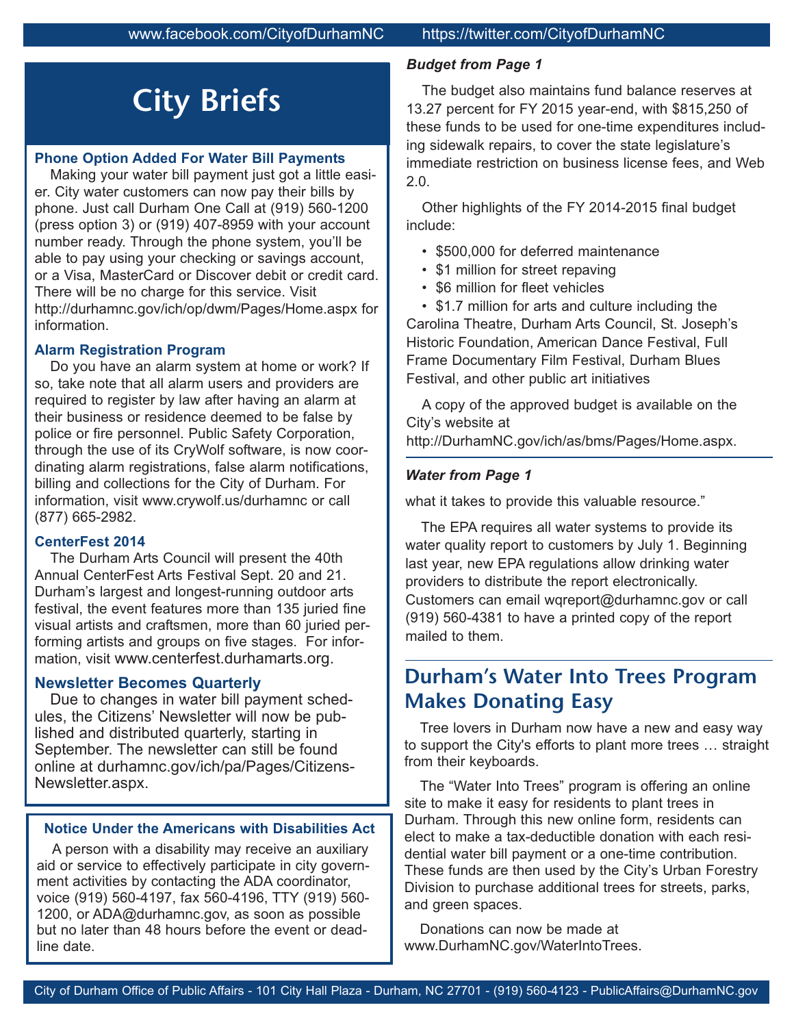# City Briefs

### Phone Option Added For Water Bill Payments

Making your water bill payment just got a little easier. City water customers can now pay their bills by phone. Just call Durham One Call at (919) 560-1200 (press option 3) or (919) 407-8959 with your account number ready. Through the phone system, you'll be able to pay using your checking or savings account, or a Visa, MasterCard or Discover debit or credit card. There will be no charge for this service. Visit http://durhamnc.gov/ich/op/dwm/Pages/Home.aspx for information.

### Alarm Registration Program

Do you have an alarm system at home or work? If so, take note that all alarm users and providers are required to register by law after having an alarm at their business or residence deemed to be false by police or fire personnel. Public Safety Corporation, through the use of its CryWolf software, is now coordinating alarm registrations, false alarm notifications, billing and collections for the City of Durham. For information, visit www.crywolf.us/durhamnc or call (877) 665-2982.

### CenterFest 2014

The Durham Arts Council will present the 40th Annual CenterFest Arts Festival Sept. 20 and 21. Durham's largest and longest-running outdoor arts festival, the event features more than 135 juried fine visual artists and craftsmen, more than 60 juried performing artists and groups on five stages. For information, visit www.centerfest.durhamarts.org.

### Newsletter Becomes Quarterly

Due to changes in water bill payment schedules, the Citizens' Newsletter will now be published and distributed quarterly, starting in September. The newsletter can still be found online at durhamnc.gov/ich/pa/Pages/Citizens-Newsletter.aspx.

### Notice Under the Americans with Disabilities Act

A person with a disability may receive an auxiliary aid or service to effectively participate in city government activities by contacting the ADA coordinator, voice (919) 560-4197, fax 560-4196, TTY (919) 560-1200, or ADA@durhamnc.gov, as soon as possible but no later than 48 hours before the event or deadline date.

***Budget from Page 1***

The budget also maintains fund balance reserves at 13.27 percent for FY 2015 year-end, with $815,250 of these funds to be used for one-time expenditures including sidewalk repairs, to cover the state legislature's immediate restriction on business license fees, and Web 2.0.

Other highlights of the FY 2014-2015 final budget include:

- $500,000 for deferred maintenance
- $1 million for street repaving
- $6 million for fleet vehicles
- $1.7 million for arts and culture including the Carolina Theatre, Durham Arts Council, St. Joseph's Historic Foundation, American Dance Festival, Full Frame Documentary Film Festival, Durham Blues Festival, and other public art initiatives

A copy of the approved budget is available on the City's website at http://DurhamNC.gov/ich/as/bms/Pages/Home.aspx.

***Water from Page 1***

what it takes to provide this valuable resource."

The EPA requires all water systems to provide its water quality report to customers by July 1. Beginning last year, new EPA regulations allow drinking water providers to distribute the report electronically. Customers can email wqreport@durhamnc.gov or call (919) 560-4381 to have a printed copy of the report mailed to them.

## Durham's Water Into Trees Program Makes Donating Easy

Tree lovers in Durham now have a new and easy way to support the City's efforts to plant more trees … straight from their keyboards.

The "Water Into Trees" program is offering an online site to make it easy for residents to plant trees in Durham. Through this new online form, residents can elect to make a tax-deductible donation with each residential water bill payment or a one-time contribution. These funds are then used by the City's Urban Forestry Division to purchase additional trees for streets, parks, and green spaces.

Donations can now be made at www.DurhamNC.gov/WaterIntoTrees.